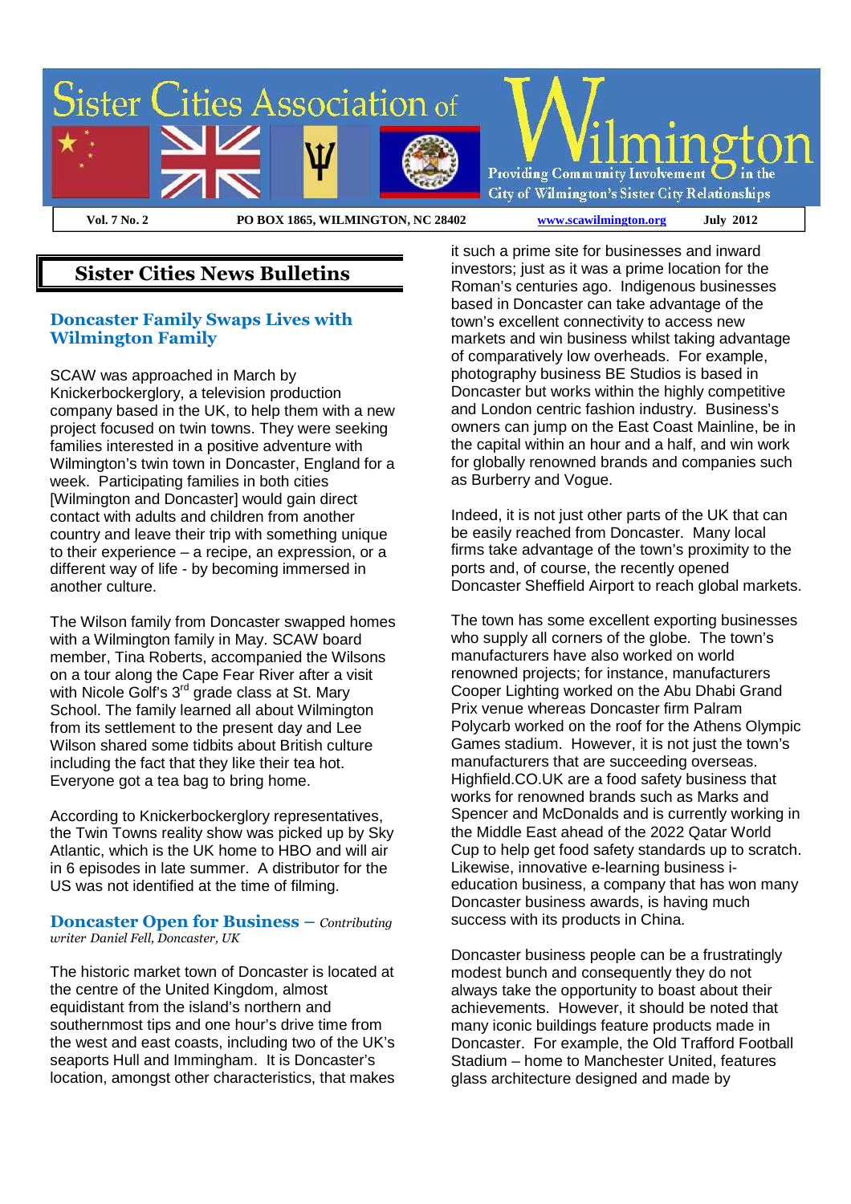# Sister Cities Association of Wilmington

Providing Community Involvement in the City of Wilmington's Sister City Relationships

Vol. 7 No. 2 | PO BOX 1865, WILMINGTON, NC 28402 | www.scawilmington.org | July 2012

## Sister Cities News Bulletins

### Doncaster Family Swaps Lives with Wilmington Family

SCAW was approached in March by Knickerbockerglory, a television production company based in the UK, to help them with a new project focused on twin towns. They were seeking families interested in a positive adventure with Wilmington's twin town in Doncaster, England for a week. Participating families in both cities [Wilmington and Doncaster] would gain direct contact with adults and children from another country and leave their trip with something unique to their experience – a recipe, an expression, or a different way of life - by becoming immersed in another culture.

The Wilson family from Doncaster swapped homes with a Wilmington family in May. SCAW board member, Tina Roberts, accompanied the Wilsons on a tour along the Cape Fear River after a visit with Nicole Golf's 3rd grade class at St. Mary School. The family learned all about Wilmington from its settlement to the present day and Lee Wilson shared some tidbits about British culture including the fact that they like their tea hot. Everyone got a tea bag to bring home.

According to Knickerbockerglory representatives, the Twin Towns reality show was picked up by Sky Atlantic, which is the UK home to HBO and will air in 6 episodes in late summer. A distributor for the US was not identified at the time of filming.

### Doncaster Open for Business – *Contributing writer Daniel Fell, Doncaster, UK*

The historic market town of Doncaster is located at the centre of the United Kingdom, almost equidistant from the island's northern and southernmost tips and one hour's drive time from the west and east coasts, including two of the UK's seaports Hull and Immingham. It is Doncaster's location, amongst other characteristics, that makes it such a prime site for businesses and inward investors; just as it was a prime location for the Roman's centuries ago. Indigenous businesses based in Doncaster can take advantage of the town's excellent connectivity to access new markets and win business whilst taking advantage of comparatively low overheads. For example, photography business BE Studios is based in Doncaster but works within the highly competitive and London centric fashion industry. Business's owners can jump on the East Coast Mainline, be in the capital within an hour and a half, and win work for globally renowned brands and companies such as Burberry and Vogue.

Indeed, it is not just other parts of the UK that can be easily reached from Doncaster. Many local firms take advantage of the town's proximity to the ports and, of course, the recently opened Doncaster Sheffield Airport to reach global markets.

The town has some excellent exporting businesses who supply all corners of the globe. The town's manufacturers have also worked on world renowned projects; for instance, manufacturers Cooper Lighting worked on the Abu Dhabi Grand Prix venue whereas Doncaster firm Palram Polycarb worked on the roof for the Athens Olympic Games stadium. However, it is not just the town's manufacturers that are succeeding overseas. Highfield.CO.UK are a food safety business that works for renowned brands such as Marks and Spencer and McDonalds and is currently working in the Middle East ahead of the 2022 Qatar World Cup to help get food safety standards up to scratch. Likewise, innovative e-learning business i-education business, a company that has won many Doncaster business awards, is having much success with its products in China.

Doncaster business people can be a frustratingly modest bunch and consequently they do not always take the opportunity to boast about their achievements. However, it should be noted that many iconic buildings feature products made in Doncaster. For example, the Old Trafford Football Stadium – home to Manchester United, features glass architecture designed and made by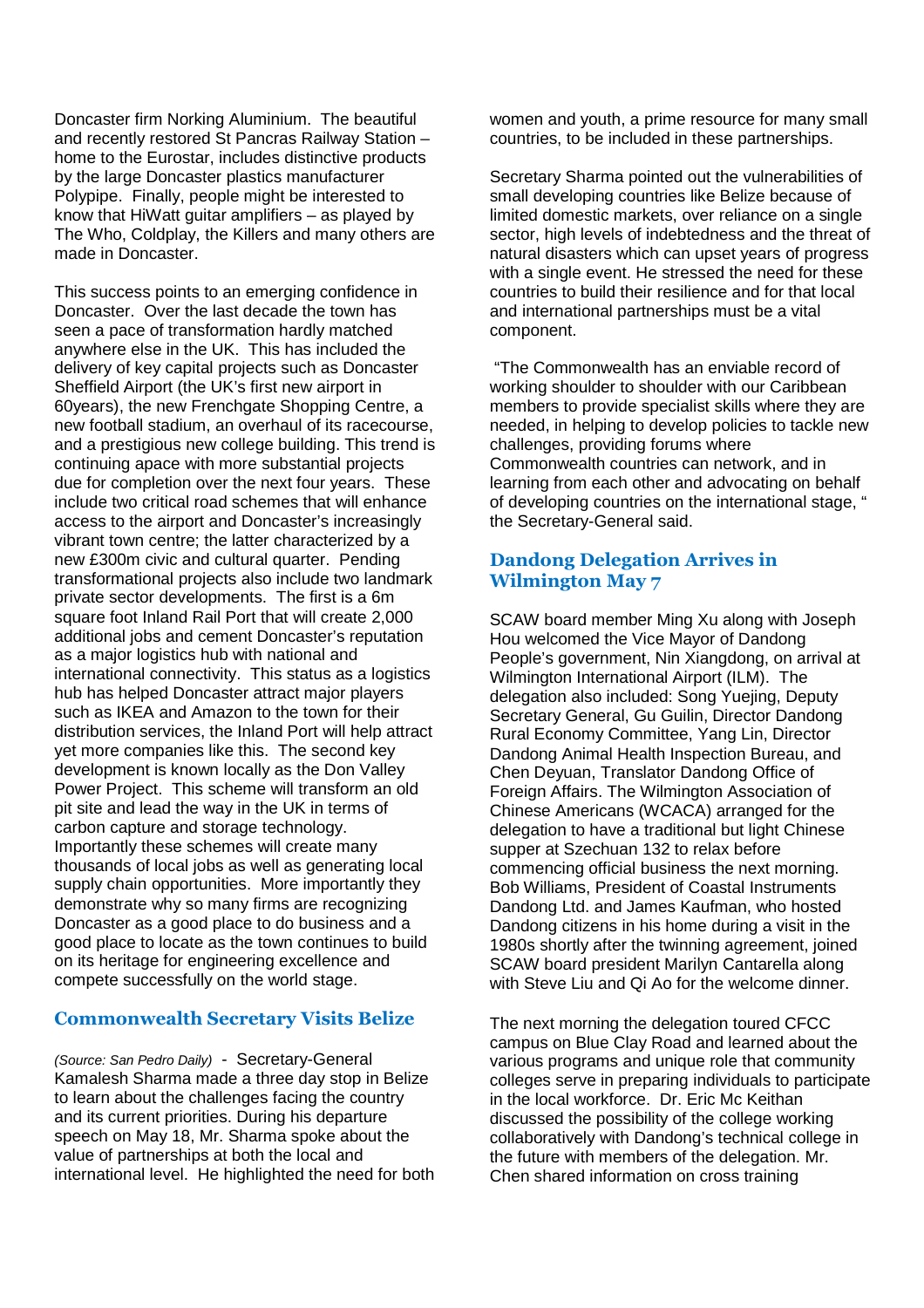Doncaster firm Norking Aluminium. The beautiful and recently restored St Pancras Railway Station – home to the Eurostar, includes distinctive products by the large Doncaster plastics manufacturer Polypipe. Finally, people might be interested to know that HiWatt guitar amplifiers – as played by The Who, Coldplay, the Killers and many others are made in Doncaster.

This success points to an emerging confidence in Doncaster. Over the last decade the town has seen a pace of transformation hardly matched anywhere else in the UK. This has included the delivery of key capital projects such as Doncaster Sheffield Airport (the UK's first new airport in 60years), the new Frenchgate Shopping Centre, a new football stadium, an overhaul of its racecourse, and a prestigious new college building. This trend is continuing apace with more substantial projects due for completion over the next four years. These include two critical road schemes that will enhance access to the airport and Doncaster's increasingly vibrant town centre; the latter characterized by a new £300m civic and cultural quarter. Pending transformational projects also include two landmark private sector developments. The first is a 6m square foot Inland Rail Port that will create 2,000 additional jobs and cement Doncaster's reputation as a major logistics hub with national and international connectivity. This status as a logistics hub has helped Doncaster attract major players such as IKEA and Amazon to the town for their distribution services, the Inland Port will help attract yet more companies like this. The second key development is known locally as the Don Valley Power Project. This scheme will transform an old pit site and lead the way in the UK in terms of carbon capture and storage technology. Importantly these schemes will create many thousands of local jobs as well as generating local supply chain opportunities. More importantly they demonstrate why so many firms are recognizing Doncaster as a good place to do business and a good place to locate as the town continues to build on its heritage for engineering excellence and compete successfully on the world stage.

## Commonwealth Secretary Visits Belize

*(Source: San Pedro Daily)* - Secretary-General Kamalesh Sharma made a three day stop in Belize to learn about the challenges facing the country and its current priorities. During his departure speech on May 18, Mr. Sharma spoke about the value of partnerships at both the local and international level. He highlighted the need for both women and youth, a prime resource for many small countries, to be included in these partnerships.

Secretary Sharma pointed out the vulnerabilities of small developing countries like Belize because of limited domestic markets, over reliance on a single sector, high levels of indebtedness and the threat of natural disasters which can upset years of progress with a single event. He stressed the need for these countries to build their resilience and for that local and international partnerships must be a vital component.

"The Commonwealth has an enviable record of working shoulder to shoulder with our Caribbean members to provide specialist skills where they are needed, in helping to develop policies to tackle new challenges, providing forums where Commonwealth countries can network, and in learning from each other and advocating on behalf of developing countries on the international stage, " the Secretary-General said.

## Dandong Delegation Arrives in Wilmington May 7

SCAW board member Ming Xu along with Joseph Hou welcomed the Vice Mayor of Dandong People's government, Nin Xiangdong, on arrival at Wilmington International Airport (ILM). The delegation also included: Song Yuejing, Deputy Secretary General, Gu Guilin, Director Dandong Rural Economy Committee, Yang Lin, Director Dandong Animal Health Inspection Bureau, and Chen Deyuan, Translator Dandong Office of Foreign Affairs. The Wilmington Association of Chinese Americans (WCACA) arranged for the delegation to have a traditional but light Chinese supper at Szechuan 132 to relax before commencing official business the next morning. Bob Williams, President of Coastal Instruments Dandong Ltd. and James Kaufman, who hosted Dandong citizens in his home during a visit in the 1980s shortly after the twinning agreement, joined SCAW board president Marilyn Cantarella along with Steve Liu and Qi Ao for the welcome dinner.

The next morning the delegation toured CFCC campus on Blue Clay Road and learned about the various programs and unique role that community colleges serve in preparing individuals to participate in the local workforce. Dr. Eric Mc Keithan discussed the possibility of the college working collaboratively with Dandong's technical college in the future with members of the delegation. Mr. Chen shared information on cross training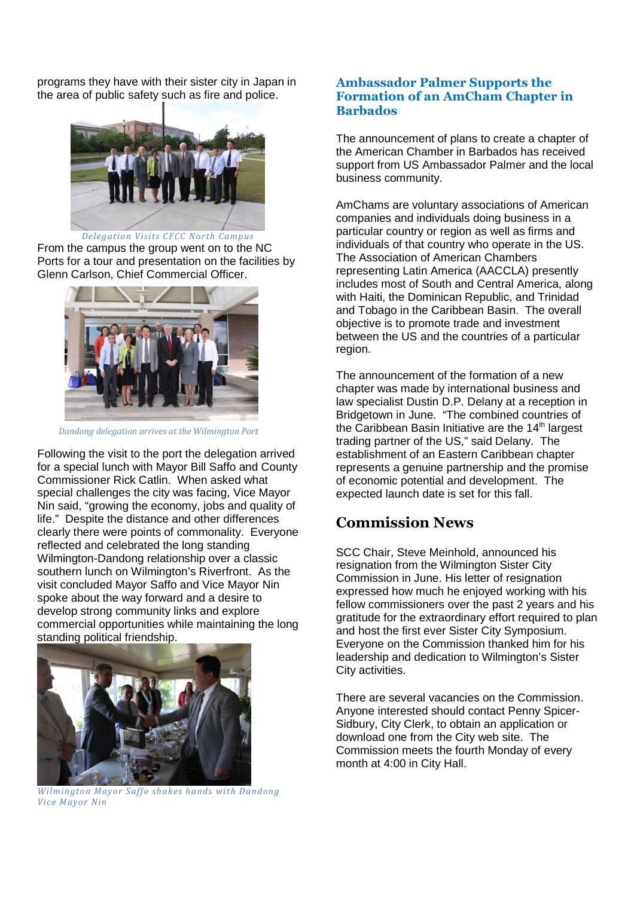programs they have with their sister city in Japan in the area of public safety such as fire and police.

*Delegation Visits CFCC North Campus*

From the campus the group went on to the NC Ports for a tour and presentation on the facilities by Glenn Carlson, Chief Commercial Officer.

*Dandong delegation arrives at the Wilmington Port*

Following the visit to the port the delegation arrived for a special lunch with Mayor Bill Saffo and County Commissioner Rick Catlin. When asked what special challenges the city was facing, Vice Mayor Nin said, "growing the economy, jobs and quality of life." Despite the distance and other differences clearly there were points of commonality. Everyone reflected and celebrated the long standing Wilmington-Dandong relationship over a classic southern lunch on Wilmington's Riverfront. As the visit concluded Mayor Saffo and Vice Mayor Nin spoke about the way forward and a desire to develop strong community links and explore commercial opportunities while maintaining the long standing political friendship.

*Wilmington Mayor Saffo shakes hands with Dandong Vice Mayor Nin*

## Ambassador Palmer Supports the Formation of an AmCham Chapter in Barbados

The announcement of plans to create a chapter of the American Chamber in Barbados has received support from US Ambassador Palmer and the local business community.

AmChams are voluntary associations of American companies and individuals doing business in a particular country or region as well as firms and individuals of that country who operate in the US. The Association of American Chambers representing Latin America (AACCLA) presently includes most of South and Central America, along with Haiti, the Dominican Republic, and Trinidad and Tobago in the Caribbean Basin. The overall objective is to promote trade and investment between the US and the countries of a particular region.

The announcement of the formation of a new chapter was made by international business and law specialist Dustin D.P. Delany at a reception in Bridgetown in June. "The combined countries of the Caribbean Basin Initiative are the 14th largest trading partner of the US," said Delany. The establishment of an Eastern Caribbean chapter represents a genuine partnership and the promise of economic potential and development. The expected launch date is set for this fall.

## Commission News

SCC Chair, Steve Meinhold, announced his resignation from the Wilmington Sister City Commission in June. His letter of resignation expressed how much he enjoyed working with his fellow commissioners over the past 2 years and his gratitude for the extraordinary effort required to plan and host the first ever Sister City Symposium. Everyone on the Commission thanked him for his leadership and dedication to Wilmington's Sister City activities.

There are several vacancies on the Commission. Anyone interested should contact Penny Spicer-Sidbury, City Clerk, to obtain an application or download one from the City web site. The Commission meets the fourth Monday of every month at 4:00 in City Hall.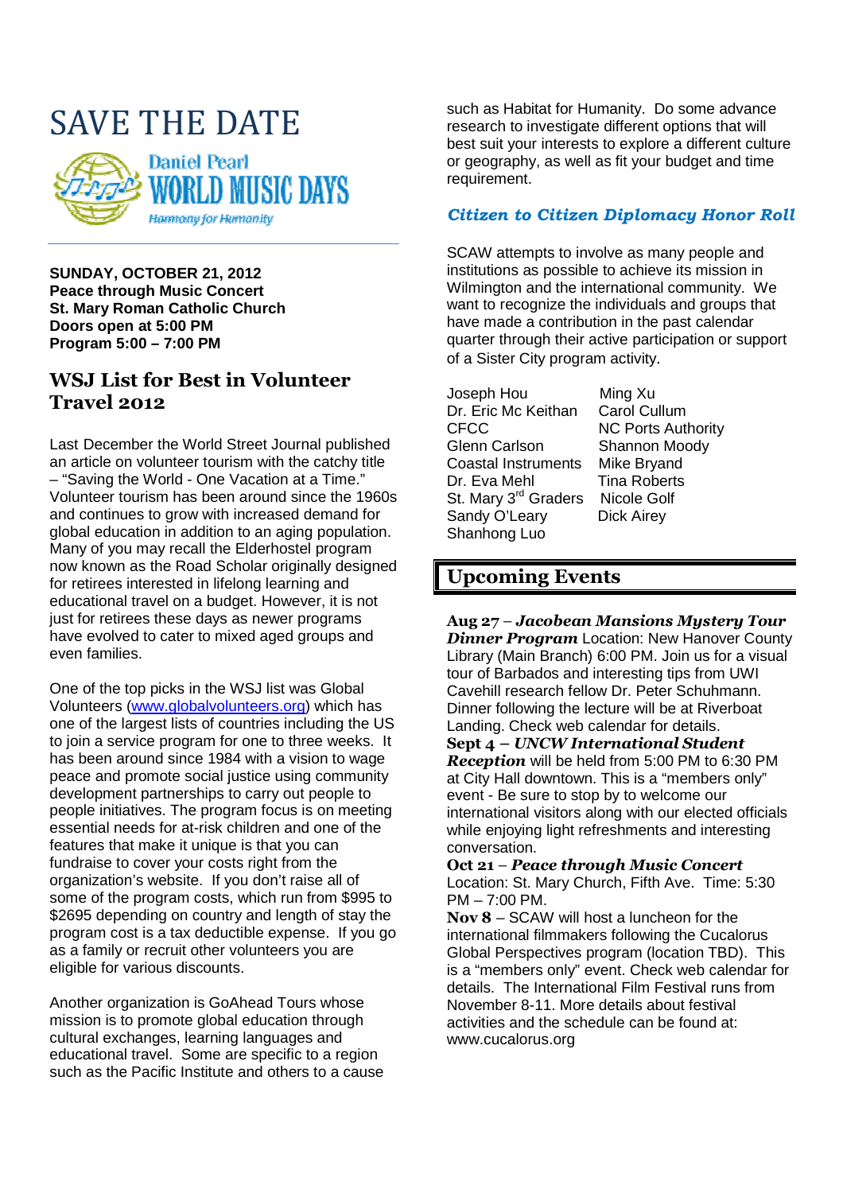# SAVE THE DATE

Daniel Pearl
WORLD MUSIC DAYS
Harmony for Humanity

**SUNDAY, OCTOBER 21, 2012**
**Peace through Music Concert**
**St. Mary Roman Catholic Church**
**Doors open at 5:00 PM**
**Program 5:00 – 7:00 PM**

## WSJ List for Best in Volunteer Travel 2012

Last December the World Street Journal published an article on volunteer tourism with the catchy title – "Saving the World - One Vacation at a Time." Volunteer tourism has been around since the 1960s and continues to grow with increased demand for global education in addition to an aging population. Many of you may recall the Elderhostel program now known as the Road Scholar originally designed for retirees interested in lifelong learning and educational travel on a budget. However, it is not just for retirees these days as newer programs have evolved to cater to mixed aged groups and even families.

One of the top picks in the WSJ list was Global Volunteers (www.globalvolunteers.org) which has one of the largest lists of countries including the US to join a service program for one to three weeks. It has been around since 1984 with a vision to wage peace and promote social justice using community development partnerships to carry out people to people initiatives. The program focus is on meeting essential needs for at-risk children and one of the features that make it unique is that you can fundraise to cover your costs right from the organization's website. If you don't raise all of some of the program costs, which run from $995 to $2695 depending on country and length of stay the program cost is a tax deductible expense. If you go as a family or recruit other volunteers you are eligible for various discounts.

Another organization is GoAhead Tours whose mission is to promote global education through cultural exchanges, learning languages and educational travel. Some are specific to a region such as the Pacific Institute and others to a cause such as Habitat for Humanity. Do some advance research to investigate different options that will best suit your interests to explore a different culture or geography, as well as fit your budget and time requirement.

### *Citizen to Citizen Diplomacy Honor Roll*

SCAW attempts to involve as many people and institutions as possible to achieve its mission in Wilmington and the international community. We want to recognize the individuals and groups that have made a contribution in the past calendar quarter through their active participation or support of a Sister City program activity.

| | |
|---|---|
| Joseph Hou | Ming Xu |
| Dr. Eric Mc Keithan | Carol Cullum |
| CFCC | NC Ports Authority |
| Glenn Carlson | Shannon Moody |
| Coastal Instruments | Mike Bryand |
| Dr. Eva Mehl | Tina Roberts |
| St. Mary 3rd Graders | Nicole Golf |
| Sandy O'Leary | Dick Airey |
| Shanhong Luo | |

## Upcoming Events

**Aug 27** – ***Jacobean Mansions Mystery Tour Dinner Program*** Location: New Hanover County Library (Main Branch) 6:00 PM. Join us for a visual tour of Barbados and interesting tips from UWI Cavehill research fellow Dr. Peter Schuhmann. Dinner following the lecture will be at Riverboat Landing. Check web calendar for details.

**Sept 4** – ***UNCW International Student Reception*** will be held from 5:00 PM to 6:30 PM at City Hall downtown. This is a "members only" event - Be sure to stop by to welcome our international visitors along with our elected officials while enjoying light refreshments and interesting conversation.

**Oct 21** – ***Peace through Music Concert*** Location: St. Mary Church, Fifth Ave. Time: 5:30 PM – 7:00 PM.

**Nov 8** – SCAW will host a luncheon for the international filmmakers following the Cucalorus Global Perspectives program (location TBD). This is a "members only" event. Check web calendar for details. The International Film Festival runs from November 8-11. More details about festival activities and the schedule can be found at: www.cucalorus.org